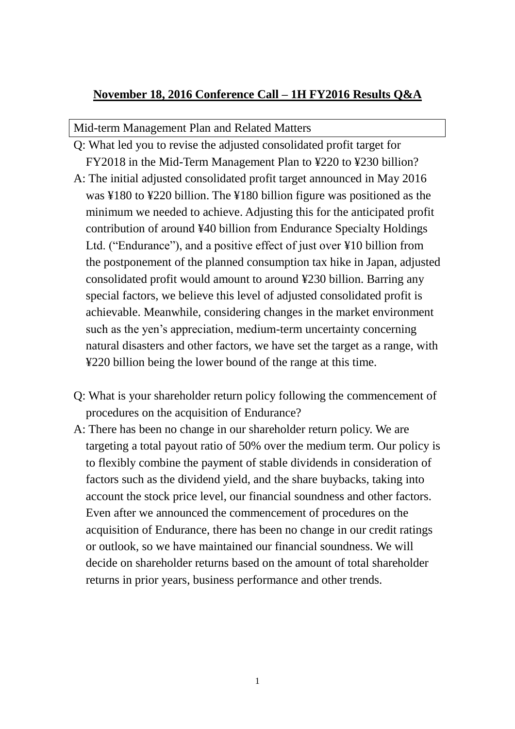# **November 18, 2016 Conference Call – 1H FY2016 Results Q&A**

| Mid-term Management Plan and Related Matters |
|---|

Q: What led you to revise the adjusted consolidated profit target for FY2018 in the Mid-Term Management Plan to ¥220 to ¥230 billion?

A: The initial adjusted consolidated profit target announced in May 2016 was ¥180 to ¥220 billion. The ¥180 billion figure was positioned as the minimum we needed to achieve. Adjusting this for the anticipated profit contribution of around ¥40 billion from Endurance Specialty Holdings Ltd. ("Endurance"), and a positive effect of just over ¥10 billion from the postponement of the planned consumption tax hike in Japan, adjusted consolidated profit would amount to around ¥230 billion. Barring any special factors, we believe this level of adjusted consolidated profit is achievable. Meanwhile, considering changes in the market environment such as the yen's appreciation, medium-term uncertainty concerning natural disasters and other factors, we have set the target as a range, with ¥220 billion being the lower bound of the range at this time.

Q: What is your shareholder return policy following the commencement of procedures on the acquisition of Endurance?

A: There has been no change in our shareholder return policy. We are targeting a total payout ratio of 50% over the medium term. Our policy is to flexibly combine the payment of stable dividends in consideration of factors such as the dividend yield, and the share buybacks, taking into account the stock price level, our financial soundness and other factors. Even after we announced the commencement of procedures on the acquisition of Endurance, there has been no change in our credit ratings or outlook, so we have maintained our financial soundness. We will decide on shareholder returns based on the amount of total shareholder returns in prior years, business performance and other trends.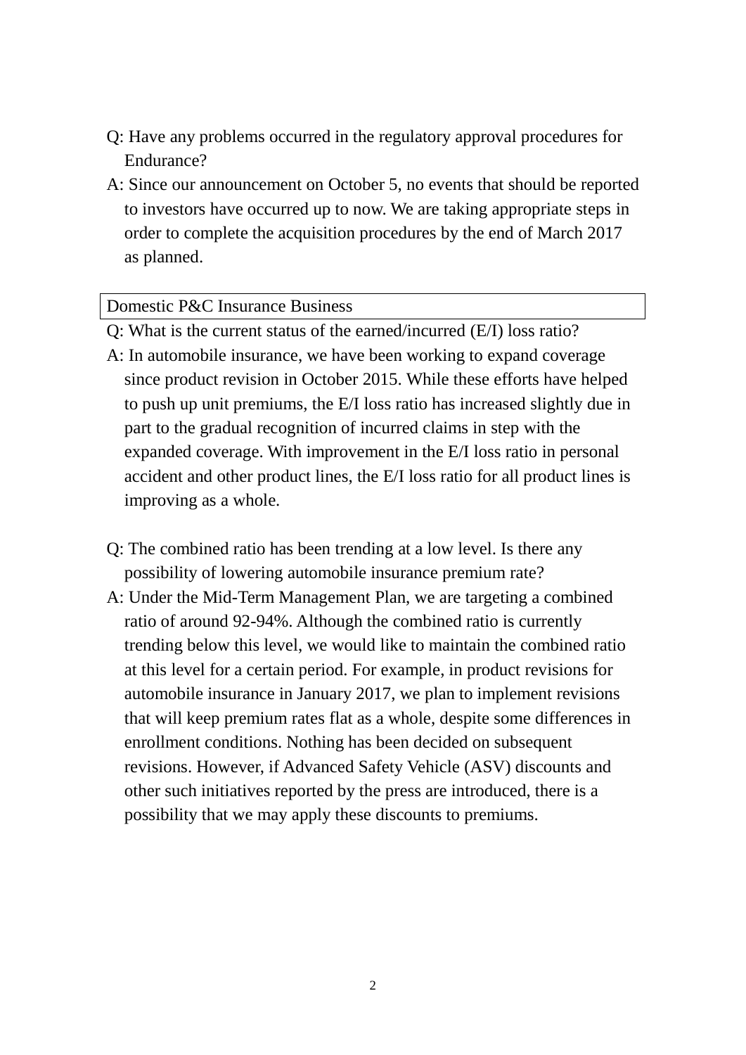Q: Have any problems occurred in the regulatory approval procedures for Endurance?

A: Since our announcement on October 5, no events that should be reported to investors have occurred up to now. We are taking appropriate steps in order to complete the acquisition procedures by the end of March 2017 as planned.

## Domestic P&C Insurance Business

Q: What is the current status of the earned/incurred (E/I) loss ratio?

A: In automobile insurance, we have been working to expand coverage since product revision in October 2015. While these efforts have helped to push up unit premiums, the E/I loss ratio has increased slightly due in part to the gradual recognition of incurred claims in step with the expanded coverage. With improvement in the E/I loss ratio in personal accident and other product lines, the E/I loss ratio for all product lines is improving as a whole.

Q: The combined ratio has been trending at a low level. Is there any possibility of lowering automobile insurance premium rate?

A: Under the Mid-Term Management Plan, we are targeting a combined ratio of around 92-94%. Although the combined ratio is currently trending below this level, we would like to maintain the combined ratio at this level for a certain period. For example, in product revisions for automobile insurance in January 2017, we plan to implement revisions that will keep premium rates flat as a whole, despite some differences in enrollment conditions. Nothing has been decided on subsequent revisions. However, if Advanced Safety Vehicle (ASV) discounts and other such initiatives reported by the press are introduced, there is a possibility that we may apply these discounts to premiums.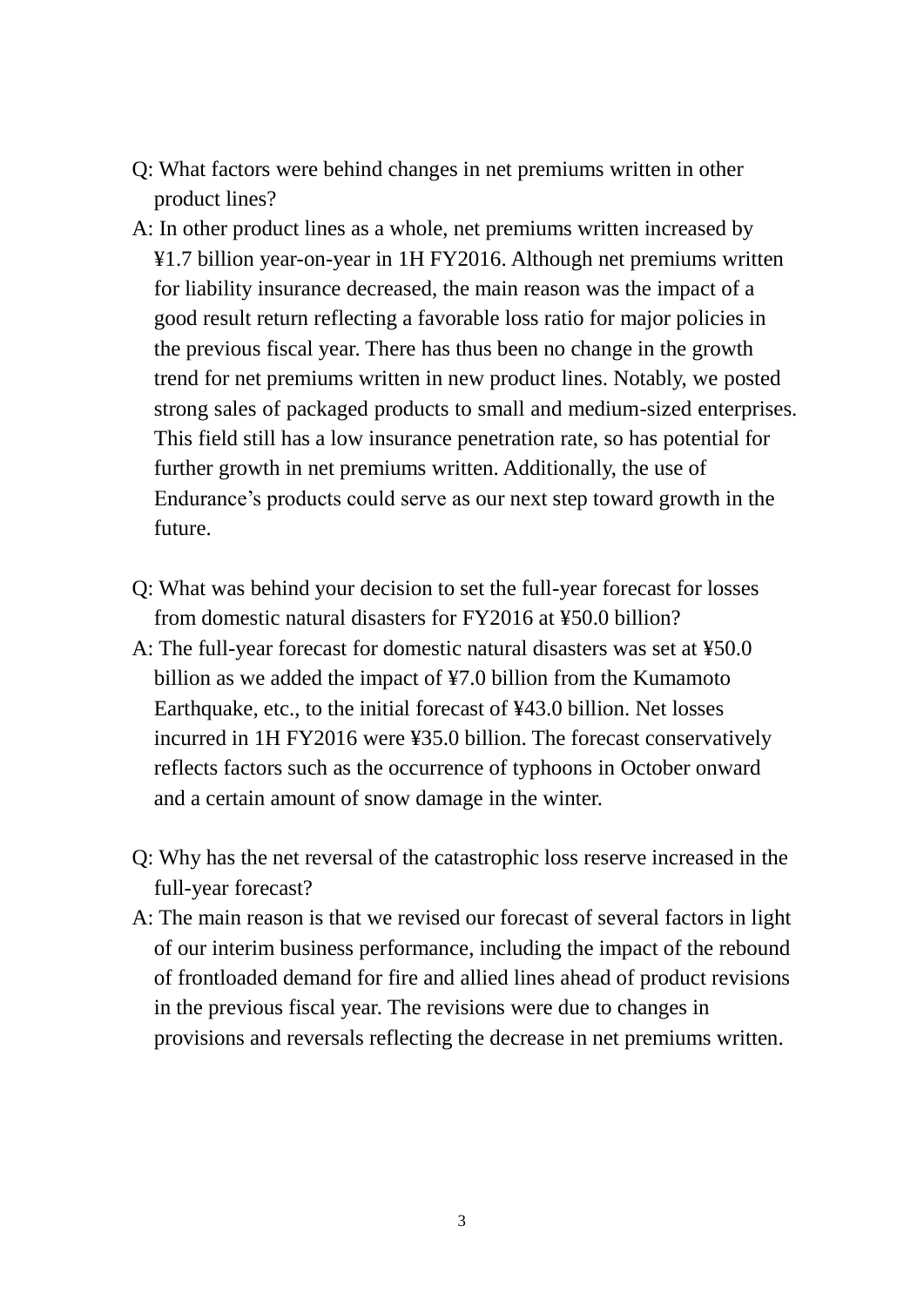Q: What factors were behind changes in net premiums written in other product lines?

A: In other product lines as a whole, net premiums written increased by ¥1.7 billion year-on-year in 1H FY2016. Although net premiums written for liability insurance decreased, the main reason was the impact of a good result return reflecting a favorable loss ratio for major policies in the previous fiscal year. There has thus been no change in the growth trend for net premiums written in new product lines. Notably, we posted strong sales of packaged products to small and medium-sized enterprises. This field still has a low insurance penetration rate, so has potential for further growth in net premiums written. Additionally, the use of Endurance's products could serve as our next step toward growth in the future.

Q: What was behind your decision to set the full-year forecast for losses from domestic natural disasters for FY2016 at ¥50.0 billion?

A: The full-year forecast for domestic natural disasters was set at ¥50.0 billion as we added the impact of ¥7.0 billion from the Kumamoto Earthquake, etc., to the initial forecast of ¥43.0 billion. Net losses incurred in 1H FY2016 were ¥35.0 billion. The forecast conservatively reflects factors such as the occurrence of typhoons in October onward and a certain amount of snow damage in the winter.

Q: Why has the net reversal of the catastrophic loss reserve increased in the full-year forecast?

A: The main reason is that we revised our forecast of several factors in light of our interim business performance, including the impact of the rebound of frontloaded demand for fire and allied lines ahead of product revisions in the previous fiscal year. The revisions were due to changes in provisions and reversals reflecting the decrease in net premiums written.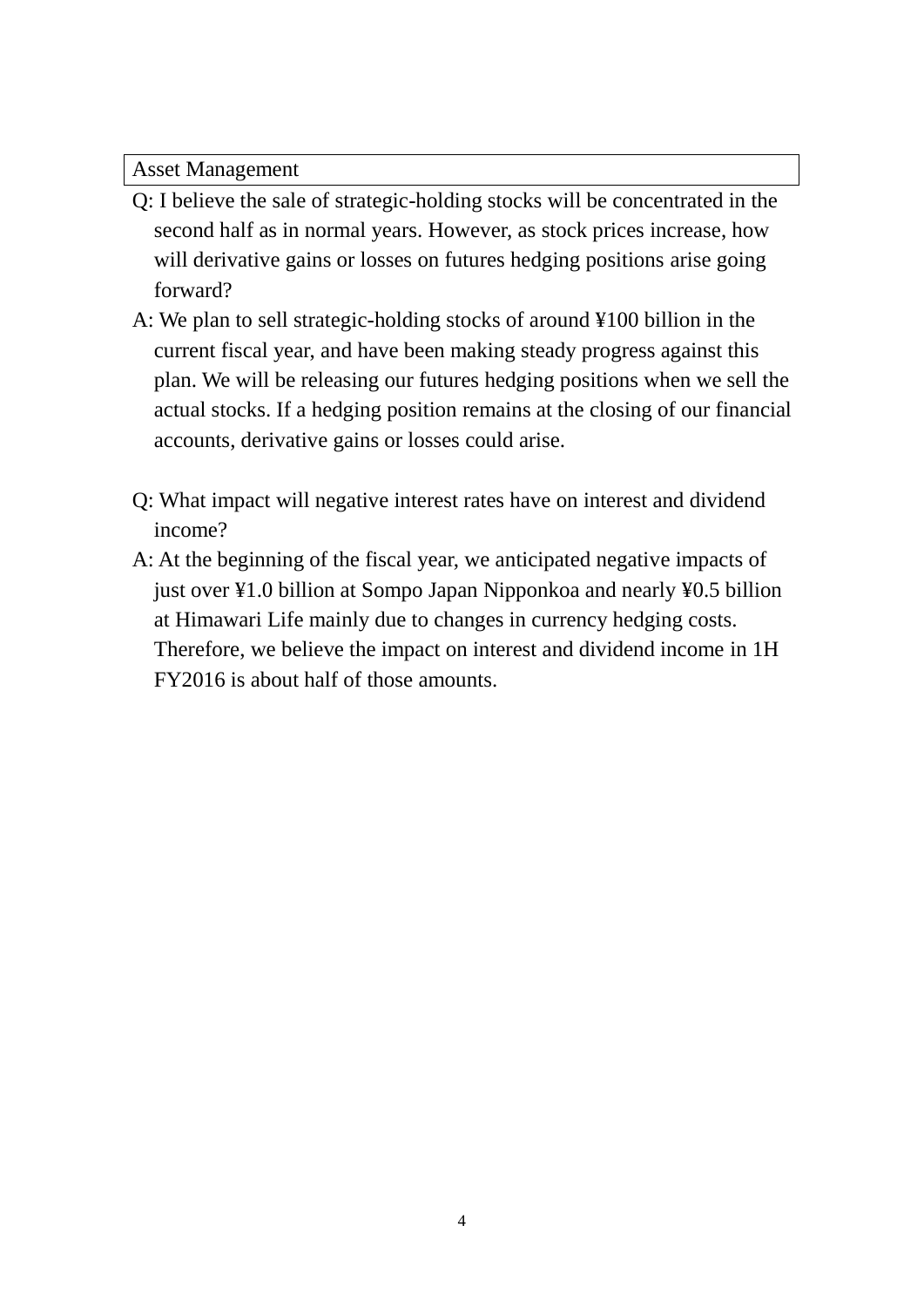## Asset Management

Q: I believe the sale of strategic-holding stocks will be concentrated in the second half as in normal years. However, as stock prices increase, how will derivative gains or losses on futures hedging positions arise going forward?

A: We plan to sell strategic-holding stocks of around ¥100 billion in the current fiscal year, and have been making steady progress against this plan. We will be releasing our futures hedging positions when we sell the actual stocks. If a hedging position remains at the closing of our financial accounts, derivative gains or losses could arise.

Q: What impact will negative interest rates have on interest and dividend income?

A: At the beginning of the fiscal year, we anticipated negative impacts of just over ¥1.0 billion at Sompo Japan Nipponkoa and nearly ¥0.5 billion at Himawari Life mainly due to changes in currency hedging costs. Therefore, we believe the impact on interest and dividend income in 1H FY2016 is about half of those amounts.